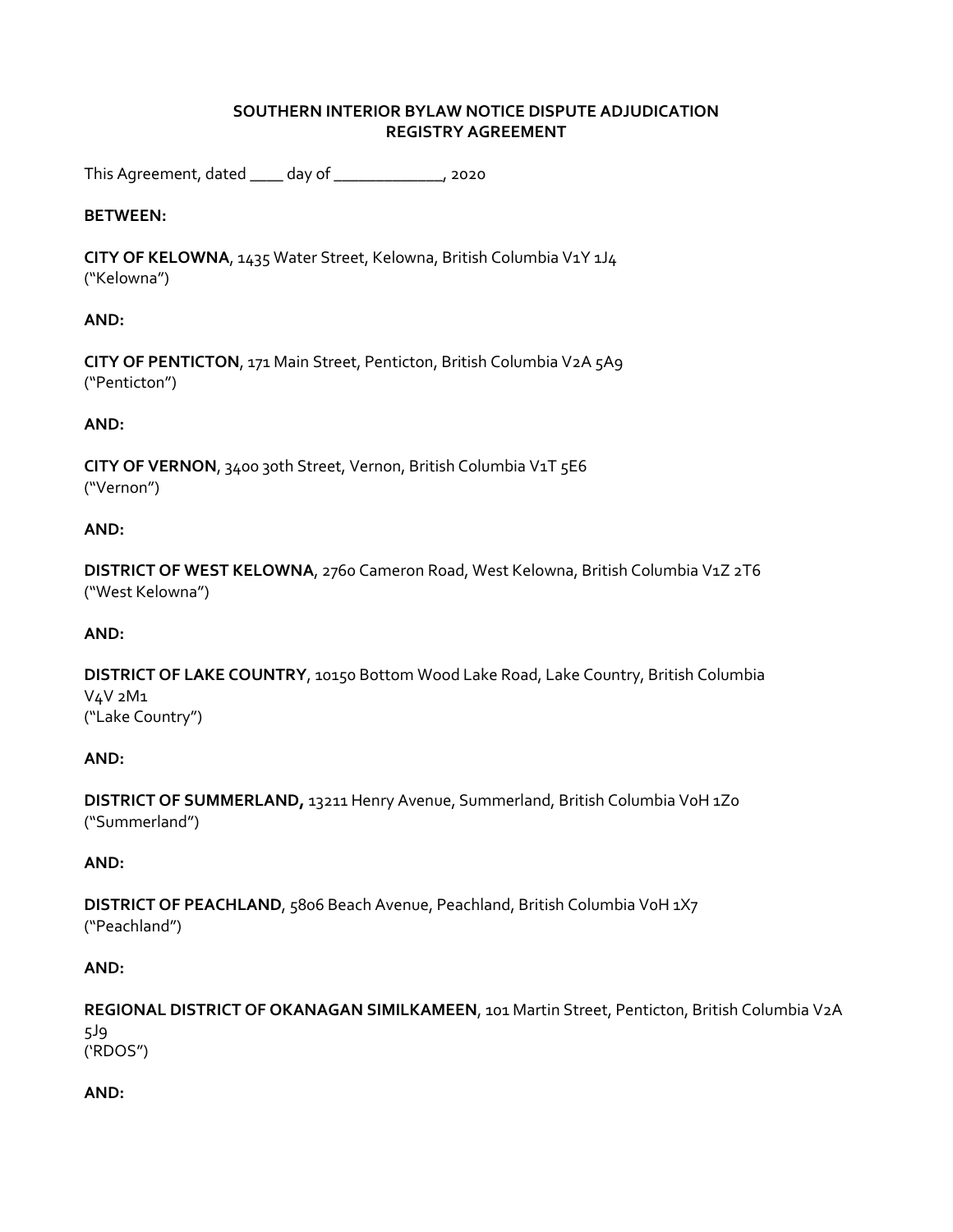**SOUTHERN INTERIOR BYLAW NOTICE DISPUTE ADJUDICATION REGISTRY AGREEMENT**

This Agreement, dated ____ day of _____________, 2020

**BETWEEN:**

**CITY OF KELOWNA**, 1435 Water Street, Kelowna, British Columbia V1Y 1J4
("Kelowna")

**AND:**

**CITY OF PENTICTON**, 171 Main Street, Penticton, British Columbia V2A 5A9
("Penticton")

**AND:**

**CITY OF VERNON**, 3400 30th Street, Vernon, British Columbia V1T 5E6
("Vernon")

**AND:**

**DISTRICT OF WEST KELOWNA**, 2760 Cameron Road, West Kelowna, British Columbia V1Z 2T6
("West Kelowna")

**AND:**

**DISTRICT OF LAKE COUNTRY**, 10150 Bottom Wood Lake Road, Lake Country, British Columbia V4V 2M1
("Lake Country")

**AND:**

**DISTRICT OF SUMMERLAND,** 13211 Henry Avenue, Summerland, British Columbia V0H 1Z0
("Summerland")

**AND:**

**DISTRICT OF PEACHLAND**, 5806 Beach Avenue, Peachland, British Columbia V0H 1X7
("Peachland")

**AND:**

**REGIONAL DISTRICT OF OKANAGAN SIMILKAMEEN**, 101 Martin Street, Penticton, British Columbia V2A 5J9
('RDOS")

**AND:**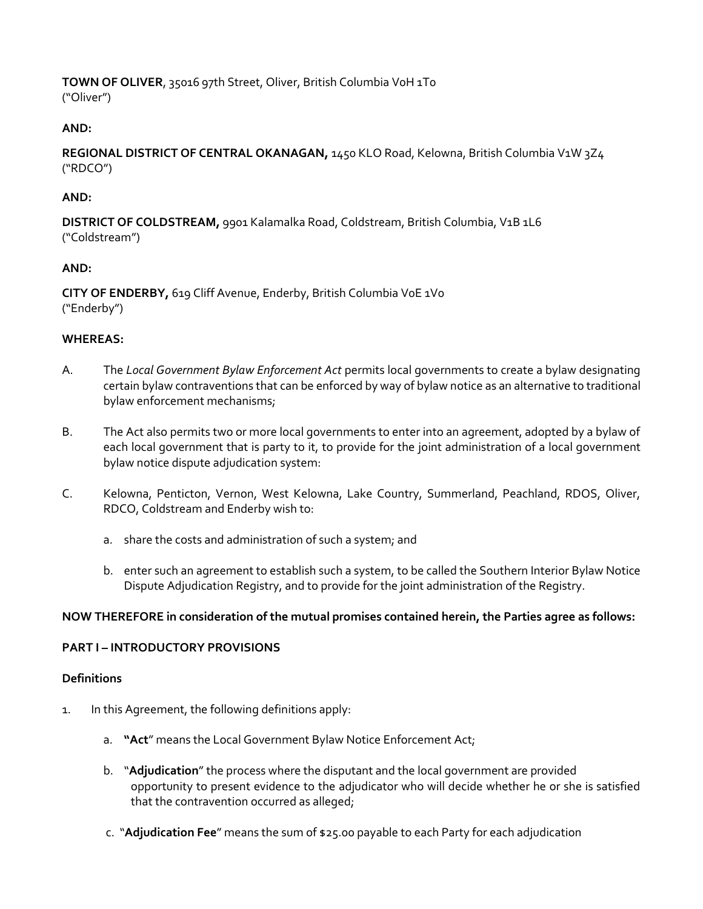**TOWN OF OLIVER**, 35016 97th Street, Oliver, British Columbia V0H 1T0
("Oliver")

**AND:**

**REGIONAL DISTRICT OF CENTRAL OKANAGAN,** 1450 KLO Road, Kelowna, British Columbia V1W 3Z4
("RDCO")

**AND:**

**DISTRICT OF COLDSTREAM,** 9901 Kalamalka Road, Coldstream, British Columbia, V1B 1L6
("Coldstream")

**AND:**

**CITY OF ENDERBY,** 619 Cliff Avenue, Enderby, British Columbia V0E 1V0
("Enderby")

**WHEREAS:**

A. The *Local Government Bylaw Enforcement Act* permits local governments to create a bylaw designating certain bylaw contraventions that can be enforced by way of bylaw notice as an alternative to traditional bylaw enforcement mechanisms;

B. The Act also permits two or more local governments to enter into an agreement, adopted by a bylaw of each local government that is party to it, to provide for the joint administration of a local government bylaw notice dispute adjudication system:

C. Kelowna, Penticton, Vernon, West Kelowna, Lake Country, Summerland, Peachland, RDOS, Oliver, RDCO, Coldstream and Enderby wish to:

   a. share the costs and administration of such a system; and

   b. enter such an agreement to establish such a system, to be called the Southern Interior Bylaw Notice Dispute Adjudication Registry, and to provide for the joint administration of the Registry.

**NOW THEREFORE in consideration of the mutual promises contained herein, the Parties agree as follows:**

**PART I – INTRODUCTORY PROVISIONS**

**Definitions**

1. In this Agreement, the following definitions apply:

   a. "**Act**" means the Local Government Bylaw Notice Enforcement Act;

   b. "**Adjudication**" the process where the disputant and the local government are provided opportunity to present evidence to the adjudicator who will decide whether he or she is satisfied that the contravention occurred as alleged;

   c. "**Adjudication Fee**" means the sum of $25.00 payable to each Party for each adjudication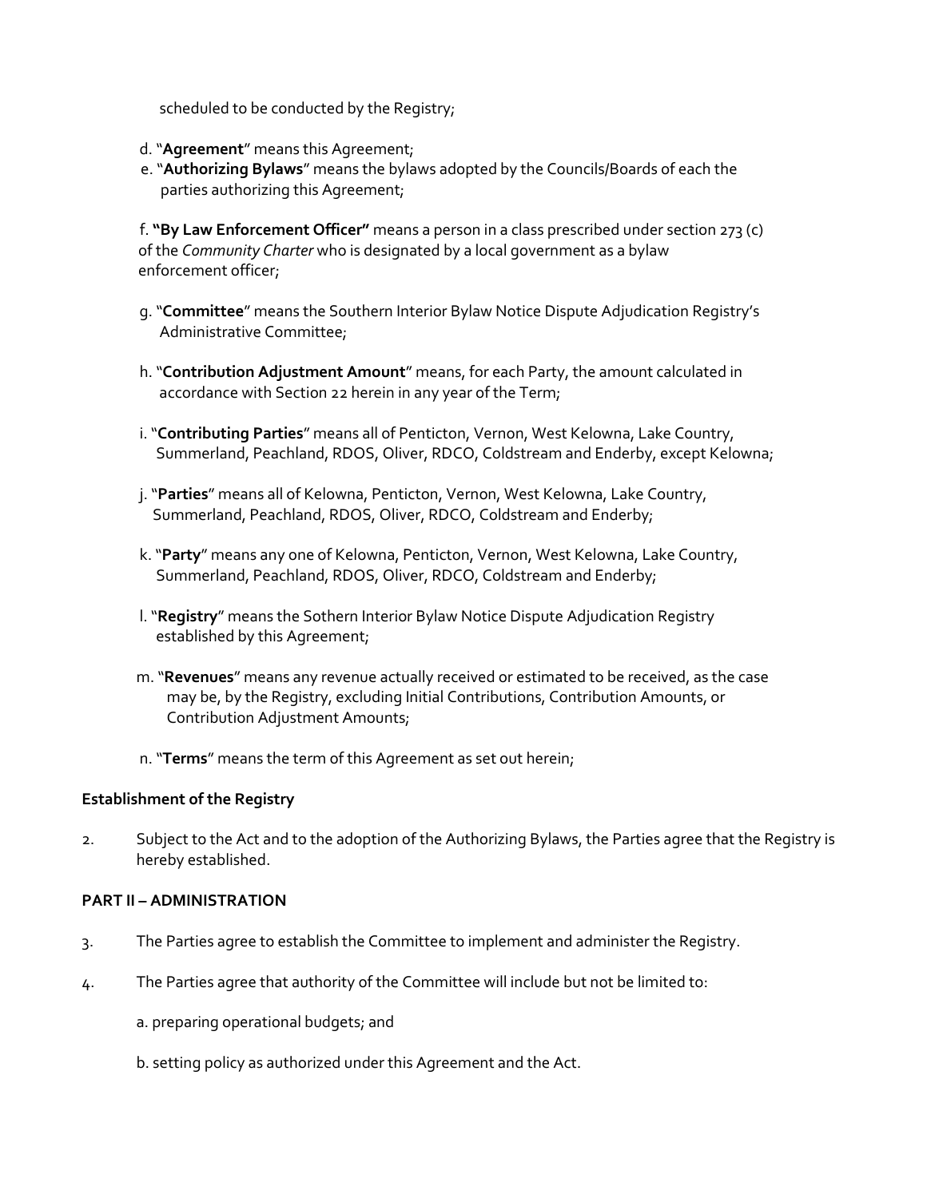scheduled to be conducted by the Registry;

d. "**Agreement**" means this Agreement;

e. "**Authorizing Bylaws**" means the bylaws adopted by the Councils/Boards of each the parties authorizing this Agreement;

f. **"By Law Enforcement Officer"** means a person in a class prescribed under section 273 (c) of the *Community Charter* who is designated by a local government as a bylaw enforcement officer;

g. "**Committee**" means the Southern Interior Bylaw Notice Dispute Adjudication Registry's Administrative Committee;

h. "**Contribution Adjustment Amount**" means, for each Party, the amount calculated in accordance with Section 22 herein in any year of the Term;

i. "**Contributing Parties**" means all of Penticton, Vernon, West Kelowna, Lake Country, Summerland, Peachland, RDOS, Oliver, RDCO, Coldstream and Enderby, except Kelowna;

j. "**Parties**" means all of Kelowna, Penticton, Vernon, West Kelowna, Lake Country, Summerland, Peachland, RDOS, Oliver, RDCO, Coldstream and Enderby;

k. "**Party**" means any one of Kelowna, Penticton, Vernon, West Kelowna, Lake Country, Summerland, Peachland, RDOS, Oliver, RDCO, Coldstream and Enderby;

l. "**Registry**" means the Sothern Interior Bylaw Notice Dispute Adjudication Registry established by this Agreement;

m. "**Revenues**" means any revenue actually received or estimated to be received, as the case may be, by the Registry, excluding Initial Contributions, Contribution Amounts, or Contribution Adjustment Amounts;

n. "**Terms**" means the term of this Agreement as set out herein;

**Establishment of the Registry**

2. Subject to the Act and to the adoption of the Authorizing Bylaws, the Parties agree that the Registry is hereby established.

**PART II – ADMINISTRATION**

3. The Parties agree to establish the Committee to implement and administer the Registry.

4. The Parties agree that authority of the Committee will include but not be limited to:

   a. preparing operational budgets; and

   b. setting policy as authorized under this Agreement and the Act.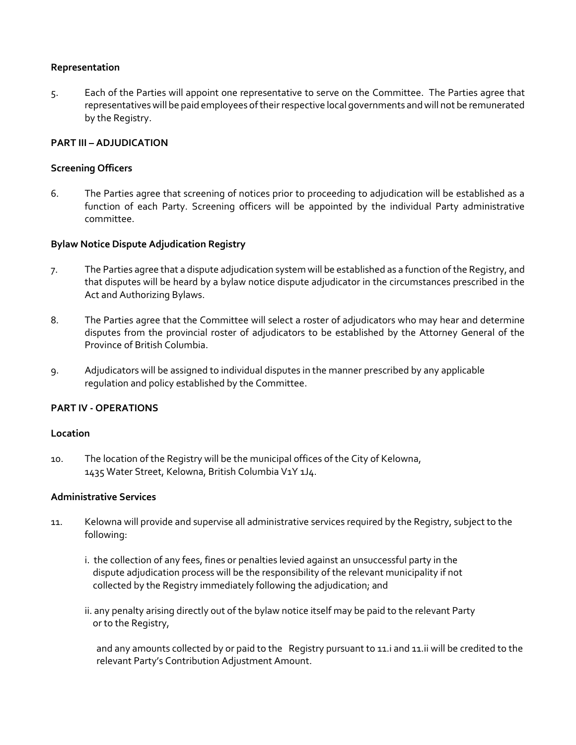**Representation**

5. Each of the Parties will appoint one representative to serve on the Committee. The Parties agree that representatives will be paid employees of their respective local governments and will not be remunerated by the Registry.

**PART III – ADJUDICATION**

**Screening Officers**

6. The Parties agree that screening of notices prior to proceeding to adjudication will be established as a function of each Party. Screening officers will be appointed by the individual Party administrative committee.

**Bylaw Notice Dispute Adjudication Registry**

7. The Parties agree that a dispute adjudication system will be established as a function of the Registry, and that disputes will be heard by a bylaw notice dispute adjudicator in the circumstances prescribed in the Act and Authorizing Bylaws.

8. The Parties agree that the Committee will select a roster of adjudicators who may hear and determine disputes from the provincial roster of adjudicators to be established by the Attorney General of the Province of British Columbia.

9. Adjudicators will be assigned to individual disputes in the manner prescribed by any applicable regulation and policy established by the Committee.

**PART IV - OPERATIONS**

**Location**

10. The location of the Registry will be the municipal offices of the City of Kelowna, 1435 Water Street, Kelowna, British Columbia V1Y 1J4.

**Administrative Services**

11. Kelowna will provide and supervise all administrative services required by the Registry, subject to the following:

    i. the collection of any fees, fines or penalties levied against an unsuccessful party in the dispute adjudication process will be the responsibility of the relevant municipality if not collected by the Registry immediately following the adjudication; and

    ii. any penalty arising directly out of the bylaw notice itself may be paid to the relevant Party or to the Registry,

    and any amounts collected by or paid to the Registry pursuant to 11.i and 11.ii will be credited to the relevant Party's Contribution Adjustment Amount.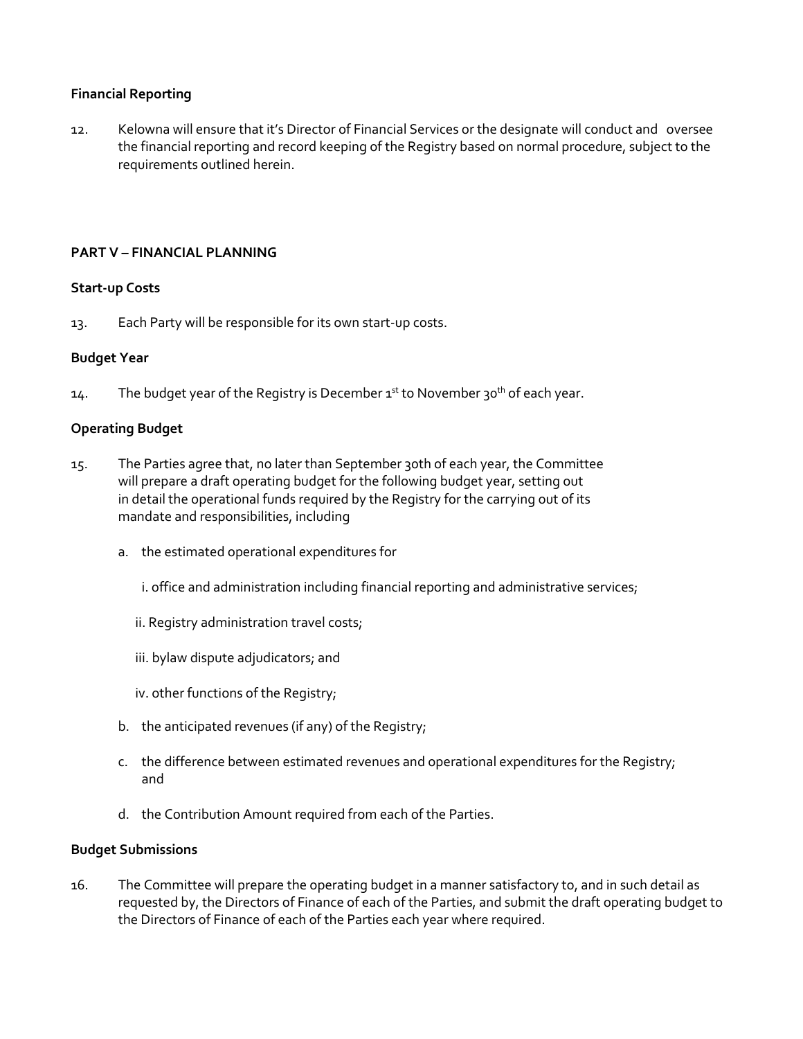**Financial Reporting**

12. Kelowna will ensure that it's Director of Financial Services or the designate will conduct and oversee the financial reporting and record keeping of the Registry based on normal procedure, subject to the requirements outlined herein.

**PART V – FINANCIAL PLANNING**

**Start-up Costs**

13. Each Party will be responsible for its own start-up costs.

**Budget Year**

14. The budget year of the Registry is December 1st to November 30th of each year.

**Operating Budget**

15. The Parties agree that, no later than September 30th of each year, the Committee will prepare a draft operating budget for the following budget year, setting out in detail the operational funds required by the Registry for the carrying out of its mandate and responsibilities, including

   a. the estimated operational expenditures for

      i. office and administration including financial reporting and administrative services;

      ii. Registry administration travel costs;

      iii. bylaw dispute adjudicators; and

      iv. other functions of the Registry;

   b. the anticipated revenues (if any) of the Registry;

   c. the difference between estimated revenues and operational expenditures for the Registry; and

   d. the Contribution Amount required from each of the Parties.

**Budget Submissions**

16. The Committee will prepare the operating budget in a manner satisfactory to, and in such detail as requested by, the Directors of Finance of each of the Parties, and submit the draft operating budget to the Directors of Finance of each of the Parties each year where required.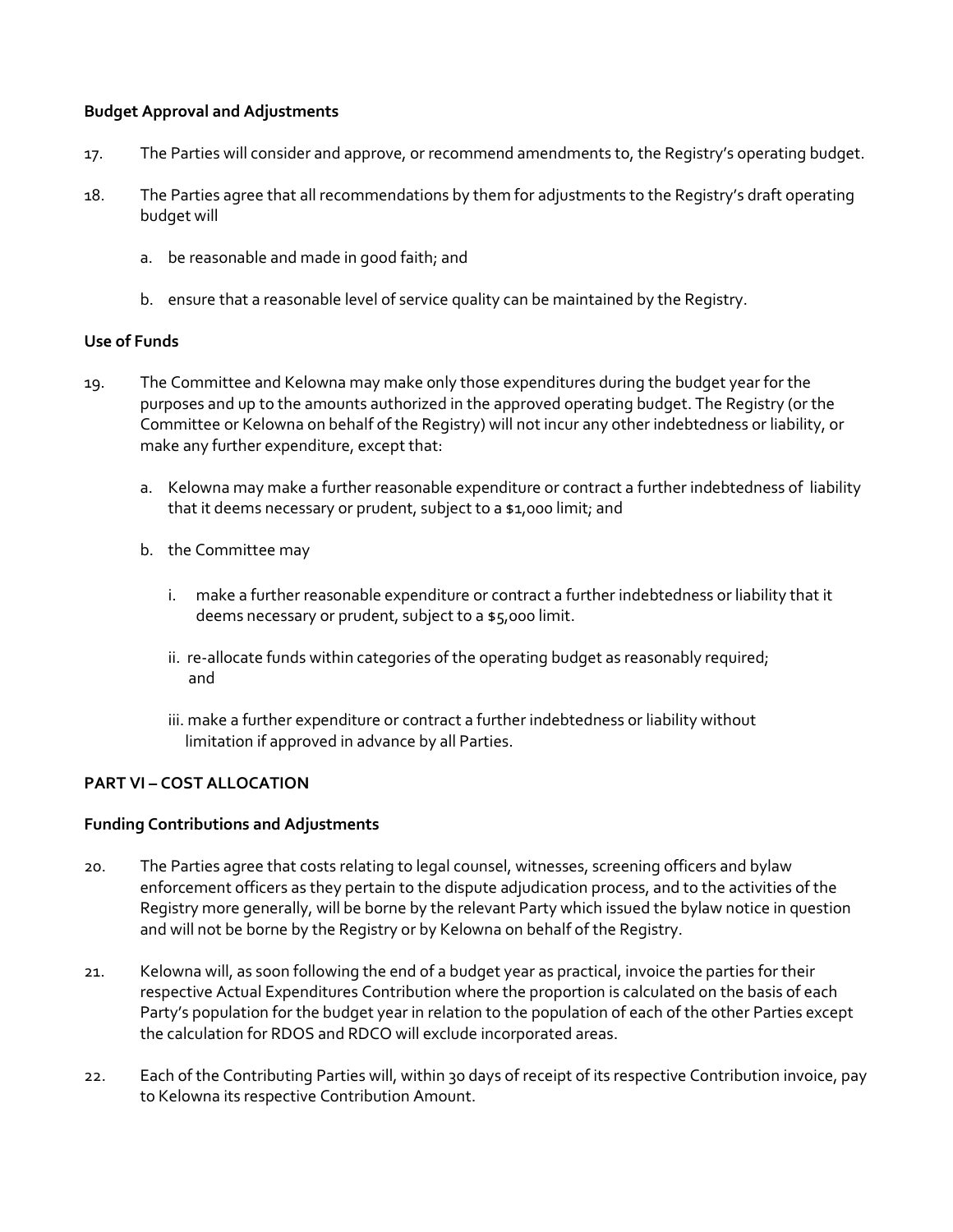**Budget Approval and Adjustments**

17. The Parties will consider and approve, or recommend amendments to, the Registry's operating budget.

18. The Parties agree that all recommendations by them for adjustments to the Registry's draft operating budget will

  a. be reasonable and made in good faith; and

  b. ensure that a reasonable level of service quality can be maintained by the Registry.

**Use of Funds**

19. The Committee and Kelowna may make only those expenditures during the budget year for the purposes and up to the amounts authorized in the approved operating budget. The Registry (or the Committee or Kelowna on behalf of the Registry) will not incur any other indebtedness or liability, or make any further expenditure, except that:

  a. Kelowna may make a further reasonable expenditure or contract a further indebtedness of liability that it deems necessary or prudent, subject to a $1,000 limit; and

  b. the Committee may

    i. make a further reasonable expenditure or contract a further indebtedness or liability that it deems necessary or prudent, subject to a $5,000 limit.

    ii. re-allocate funds within categories of the operating budget as reasonably required; and

    iii. make a further expenditure or contract a further indebtedness or liability without limitation if approved in advance by all Parties.

**PART VI – COST ALLOCATION**

**Funding Contributions and Adjustments**

20. The Parties agree that costs relating to legal counsel, witnesses, screening officers and bylaw enforcement officers as they pertain to the dispute adjudication process, and to the activities of the Registry more generally, will be borne by the relevant Party which issued the bylaw notice in question and will not be borne by the Registry or by Kelowna on behalf of the Registry.

21. Kelowna will, as soon following the end of a budget year as practical, invoice the parties for their respective Actual Expenditures Contribution where the proportion is calculated on the basis of each Party's population for the budget year in relation to the population of each of the other Parties except the calculation for RDOS and RDCO will exclude incorporated areas.

22. Each of the Contributing Parties will, within 30 days of receipt of its respective Contribution invoice, pay to Kelowna its respective Contribution Amount.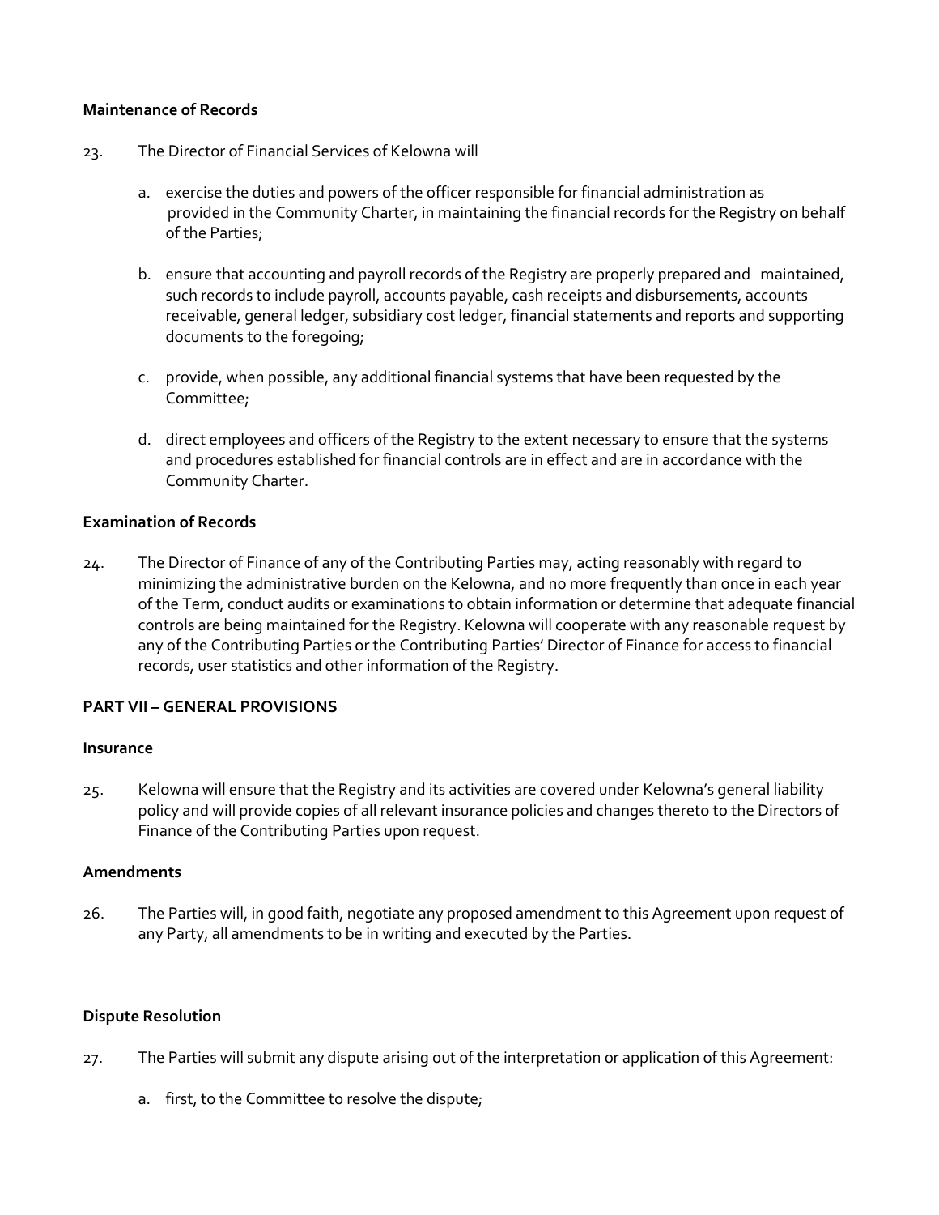**Maintenance of Records**

23. The Director of Financial Services of Kelowna will

   a. exercise the duties and powers of the officer responsible for financial administration as provided in the Community Charter, in maintaining the financial records for the Registry on behalf of the Parties;

   b. ensure that accounting and payroll records of the Registry are properly prepared and maintained, such records to include payroll, accounts payable, cash receipts and disbursements, accounts receivable, general ledger, subsidiary cost ledger, financial statements and reports and supporting documents to the foregoing;

   c. provide, when possible, any additional financial systems that have been requested by the Committee;

   d. direct employees and officers of the Registry to the extent necessary to ensure that the systems and procedures established for financial controls are in effect and are in accordance with the Community Charter.

**Examination of Records**

24. The Director of Finance of any of the Contributing Parties may, acting reasonably with regard to minimizing the administrative burden on the Kelowna, and no more frequently than once in each year of the Term, conduct audits or examinations to obtain information or determine that adequate financial controls are being maintained for the Registry. Kelowna will cooperate with any reasonable request by any of the Contributing Parties or the Contributing Parties' Director of Finance for access to financial records, user statistics and other information of the Registry.

**PART VII – GENERAL PROVISIONS**

**Insurance**

25. Kelowna will ensure that the Registry and its activities are covered under Kelowna's general liability policy and will provide copies of all relevant insurance policies and changes thereto to the Directors of Finance of the Contributing Parties upon request.

**Amendments**

26. The Parties will, in good faith, negotiate any proposed amendment to this Agreement upon request of any Party, all amendments to be in writing and executed by the Parties.

**Dispute Resolution**

27. The Parties will submit any dispute arising out of the interpretation or application of this Agreement:

   a. first, to the Committee to resolve the dispute;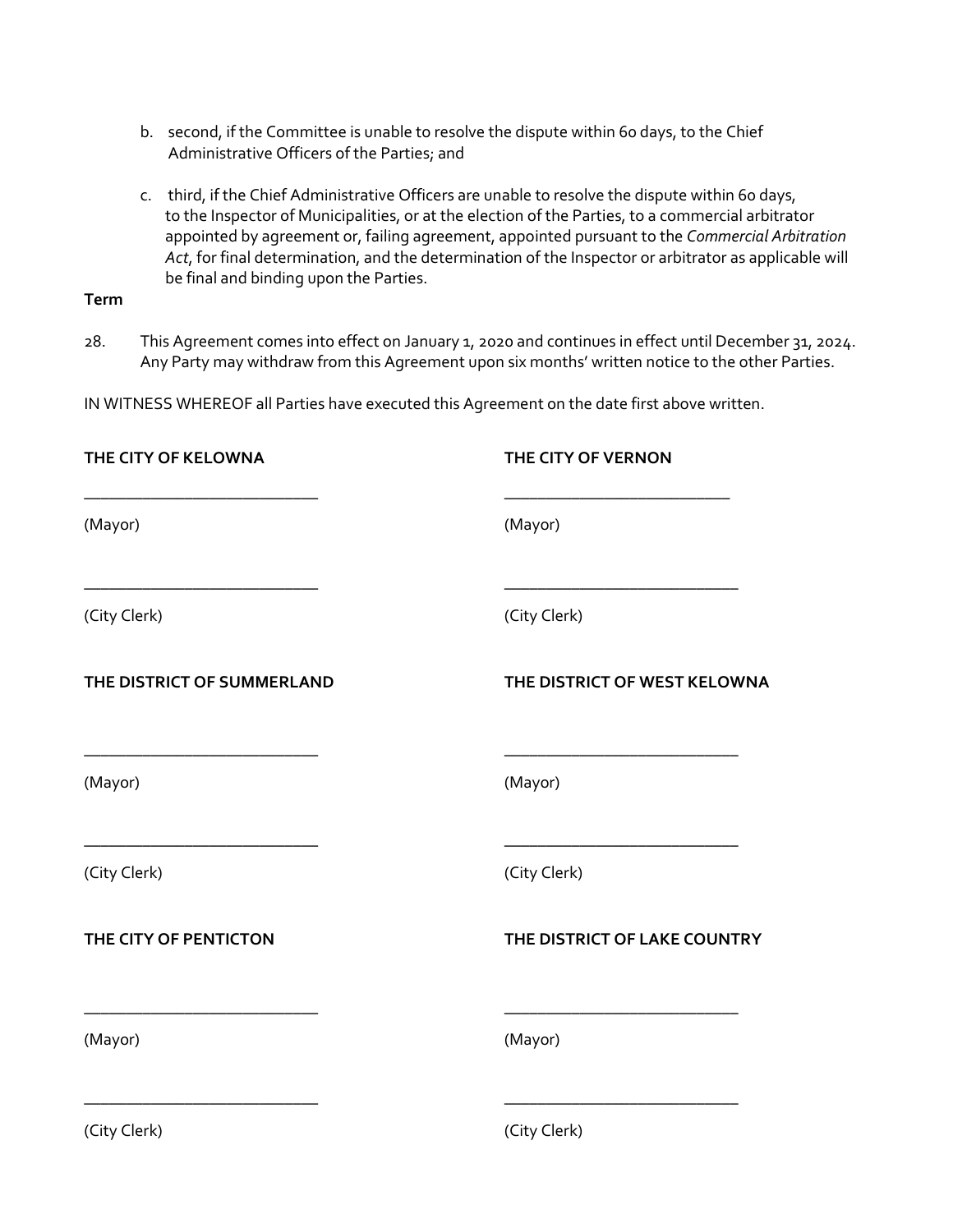b. second, if the Committee is unable to resolve the dispute within 60 days, to the Chief Administrative Officers of the Parties; and

c. third, if the Chief Administrative Officers are unable to resolve the dispute within 60 days, to the Inspector of Municipalities, or at the election of the Parties, to a commercial arbitrator appointed by agreement or, failing agreement, appointed pursuant to the *Commercial Arbitration Act*, for final determination, and the determination of the Inspector or arbitrator as applicable will be final and binding upon the Parties.

**Term**

28. This Agreement comes into effect on January 1, 2020 and continues in effect until December 31, 2024. Any Party may withdraw from this Agreement upon six months' written notice to the other Parties.

IN WITNESS WHEREOF all Parties have executed this Agreement on the date first above written.

**THE CITY OF KELOWNA**

___________________________

(Mayor)

___________________________

(City Clerk)

**THE CITY OF VERNON**

___________________________

(Mayor)

___________________________

(City Clerk)

**THE DISTRICT OF SUMMERLAND**

___________________________

(Mayor)

___________________________

(City Clerk)

**THE DISTRICT OF WEST KELOWNA**

___________________________

(Mayor)

___________________________

(City Clerk)

**THE CITY OF PENTICTON**

___________________________

(Mayor)

___________________________

(City Clerk)

**THE DISTRICT OF LAKE COUNTRY**

___________________________

(Mayor)

___________________________

(City Clerk)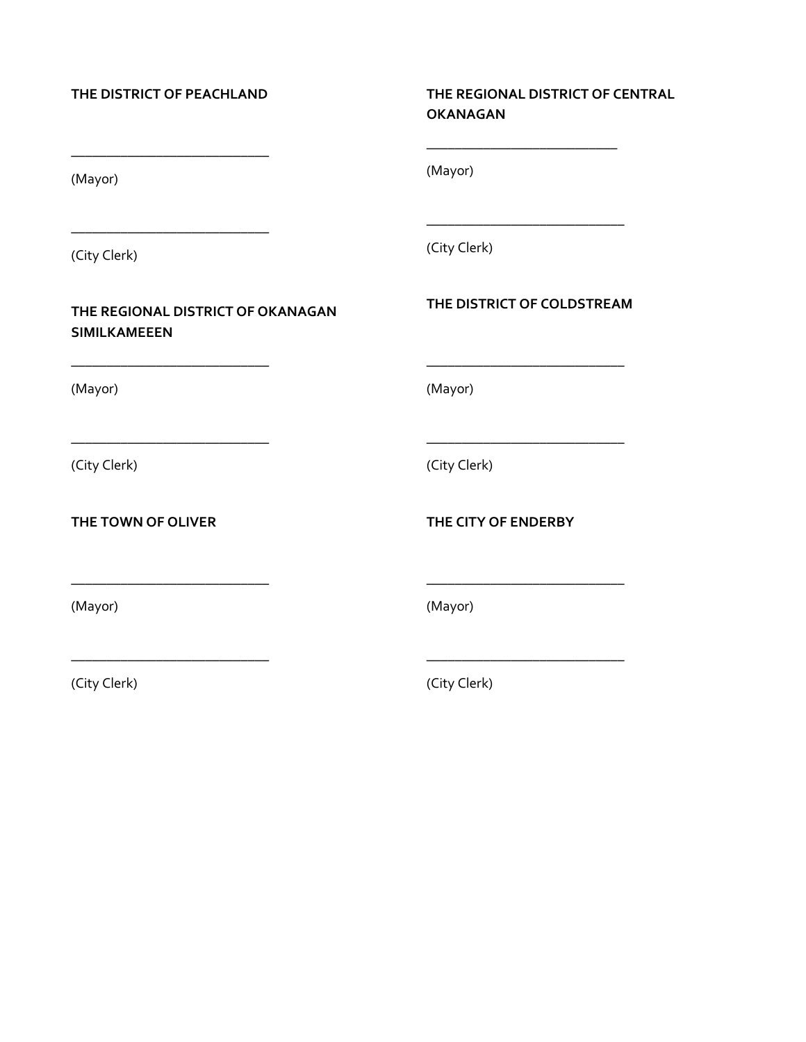**THE DISTRICT OF PEACHLAND**

____________________________

(Mayor)

____________________________

(City Clerk)

**THE REGIONAL DISTRICT OF OKANAGAN SIMILKAMEEEN**

____________________________

(Mayor)

____________________________

(City Clerk)

**THE TOWN OF OLIVER**

____________________________

(Mayor)

____________________________

(City Clerk)

**THE REGIONAL DISTRICT OF CENTRAL OKANAGAN**

____________________________

(Mayor)

____________________________

(City Clerk)

**THE DISTRICT OF COLDSTREAM**

____________________________

(Mayor)

____________________________

(City Clerk)

**THE CITY OF ENDERBY**

____________________________

(Mayor)

____________________________

(City Clerk)